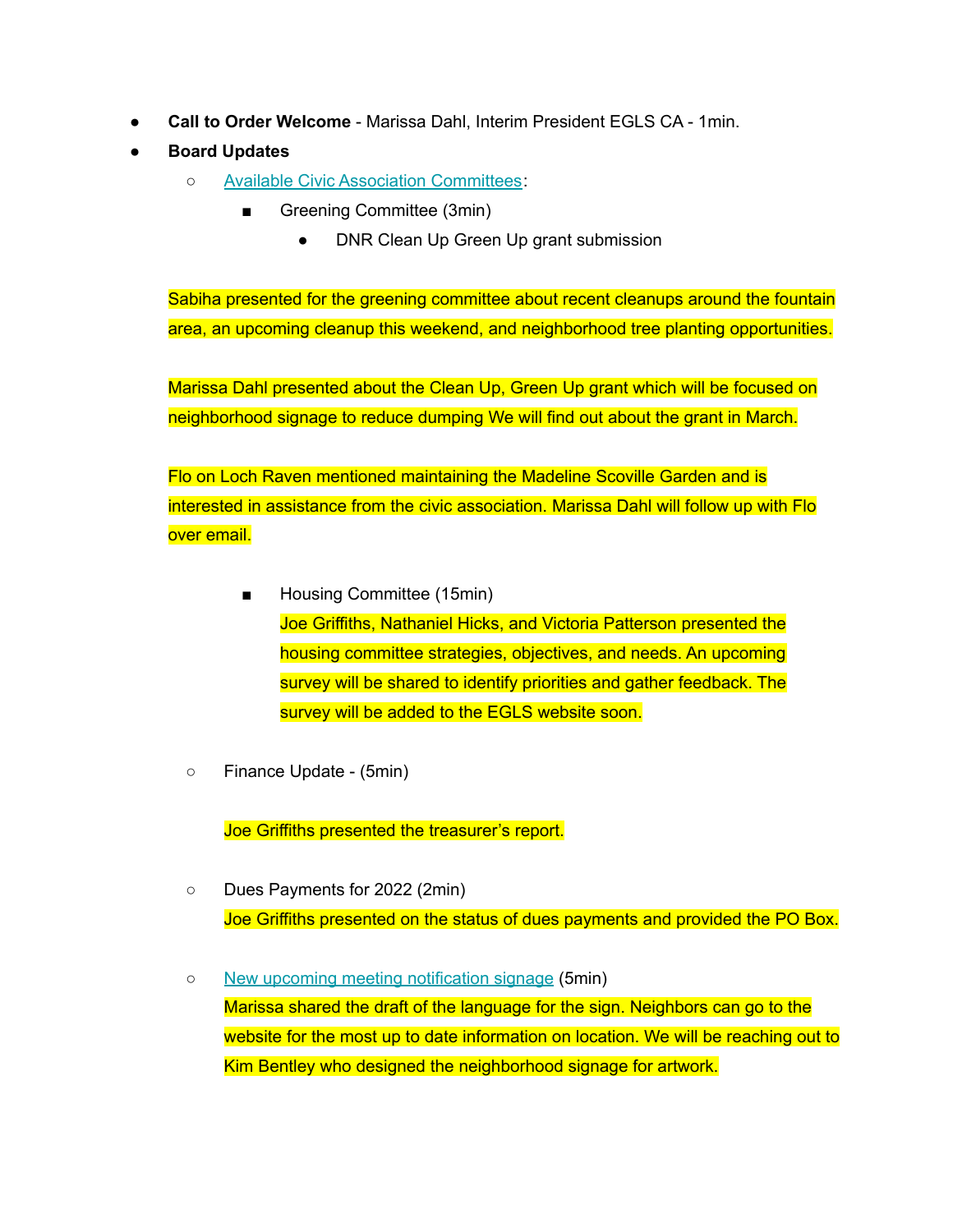- **Call to Order Welcome** - Marissa Dahl, Interim President EGLS CA - 1min.
- **Board Updates**
  - Available Civic Association Committees:
    - Greening Committee (3min)
      - DNR Clean Up Green Up grant submission

Sabiha presented for the greening committee about recent cleanups around the fountain area, an upcoming cleanup this weekend, and neighborhood tree planting opportunities.

Marissa Dahl presented about the Clean Up, Green Up grant which will be focused on neighborhood signage to reduce dumping We will find out about the grant in March.

Flo on Loch Raven mentioned maintaining the Madeline Scoville Garden and is interested in assistance from the civic association. Marissa Dahl will follow up with Flo over email.

    - Housing Committee (15min)
      Joe Griffiths, Nathaniel Hicks, and Victoria Patterson presented the housing committee strategies, objectives, and needs. An upcoming survey will be shared to identify priorities and gather feedback. The survey will be added to the EGLS website soon.

  - Finance Update - (5min)

    Joe Griffiths presented the treasurer's report.

  - Dues Payments for 2022 (2min)
    Joe Griffiths presented on the status of dues payments and provided the PO Box.

  - New upcoming meeting notification signage (5min)
    Marissa shared the draft of the language for the sign. Neighbors can go to the website for the most up to date information on location. We will be reaching out to Kim Bentley who designed the neighborhood signage for artwork.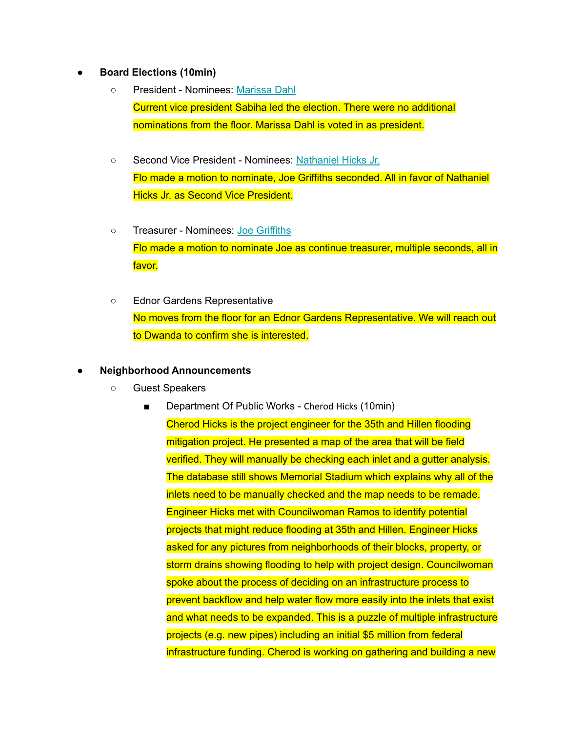- **Board Elections (10min)**
  - President - Nominees: Marissa Dahl
    Current vice president Sabiha led the election. There were no additional nominations from the floor. Marissa Dahl is voted in as president.
  - Second Vice President - Nominees: Nathaniel Hicks Jr.
    Flo made a motion to nominate, Joe Griffiths seconded. All in favor of Nathaniel Hicks Jr. as Second Vice President.
  - Treasurer - Nominees: Joe Griffiths
    Flo made a motion to nominate Joe as continue treasurer, multiple seconds, all in favor.
  - Ednor Gardens Representative
    No moves from the floor for an Ednor Gardens Representative. We will reach out to Dwanda to confirm she is interested.
- **Neighborhood Announcements**
  - Guest Speakers
    - Department Of Public Works - Cherod Hicks (10min)
      Cherod Hicks is the project engineer for the 35th and Hillen flooding mitigation project. He presented a map of the area that will be field verified. They will manually be checking each inlet and a gutter analysis. The database still shows Memorial Stadium which explains why all of the inlets need to be manually checked and the map needs to be remade. Engineer Hicks met with Councilwoman Ramos to identify potential projects that might reduce flooding at 35th and Hillen. Engineer Hicks asked for any pictures from neighborhoods of their blocks, property, or storm drains showing flooding to help with project design. Councilwoman spoke about the process of deciding on an infrastructure process to prevent backflow and help water flow more easily into the inlets that exist and what needs to be expanded. This is a puzzle of multiple infrastructure projects (e.g. new pipes) including an initial $5 million from federal infrastructure funding. Cherod is working on gathering and building a new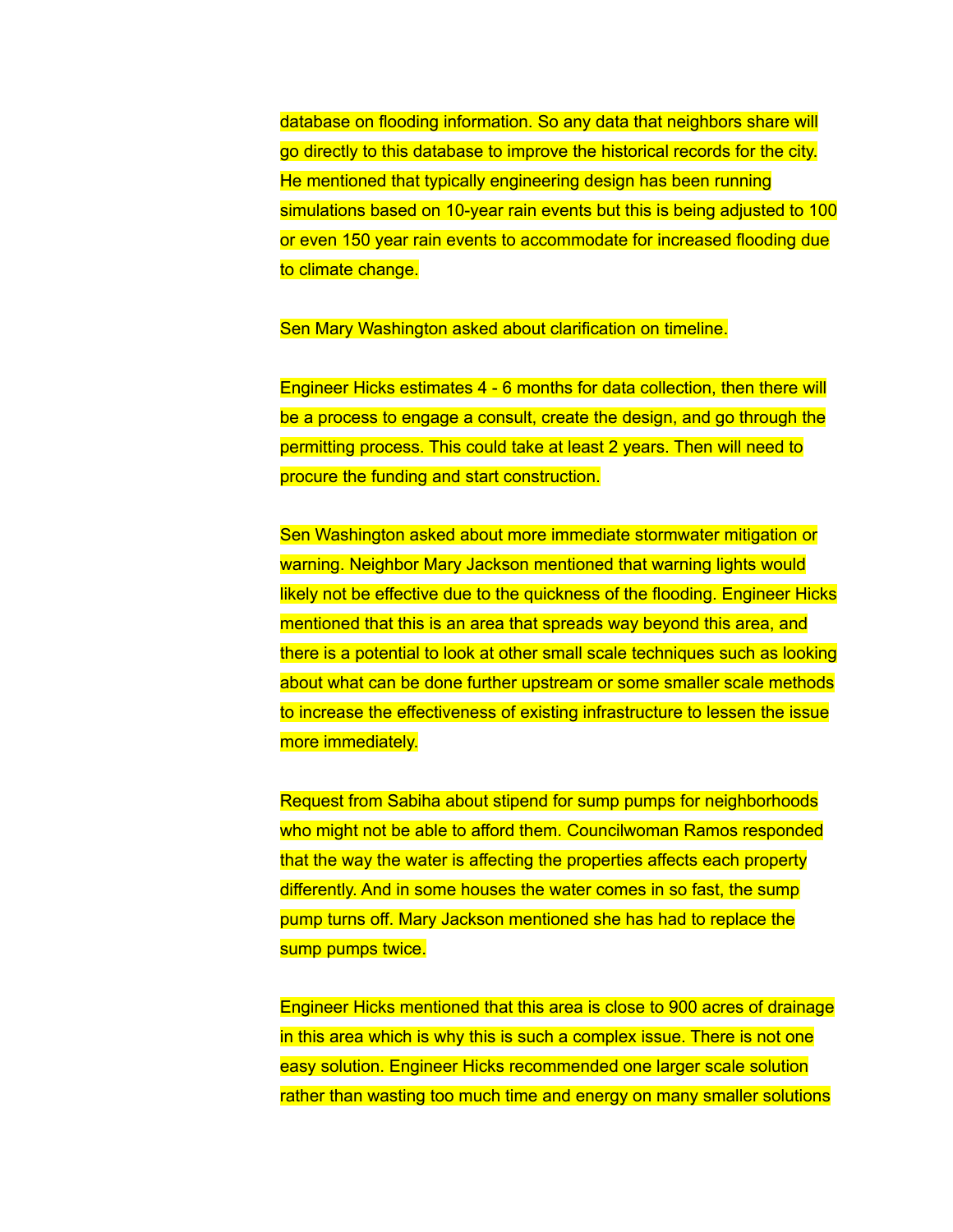database on flooding information. So any data that neighbors share will go directly to this database to improve the historical records for the city. He mentioned that typically engineering design has been running simulations based on 10-year rain events but this is being adjusted to 100 or even 150 year rain events to accommodate for increased flooding due to climate change.

Sen Mary Washington asked about clarification on timeline.

Engineer Hicks estimates 4 - 6 months for data collection, then there will be a process to engage a consult, create the design, and go through the permitting process. This could take at least 2 years. Then will need to procure the funding and start construction.

Sen Washington asked about more immediate stormwater mitigation or warning. Neighbor Mary Jackson mentioned that warning lights would likely not be effective due to the quickness of the flooding. Engineer Hicks mentioned that this is an area that spreads way beyond this area, and there is a potential to look at other small scale techniques such as looking about what can be done further upstream or some smaller scale methods to increase the effectiveness of existing infrastructure to lessen the issue more immediately.

Request from Sabiha about stipend for sump pumps for neighborhoods who might not be able to afford them. Councilwoman Ramos responded that the way the water is affecting the properties affects each property differently. And in some houses the water comes in so fast, the sump pump turns off. Mary Jackson mentioned she has had to replace the sump pumps twice.

Engineer Hicks mentioned that this area is close to 900 acres of drainage in this area which is why this is such a complex issue. There is not one easy solution. Engineer Hicks recommended one larger scale solution rather than wasting too much time and energy on many smaller solutions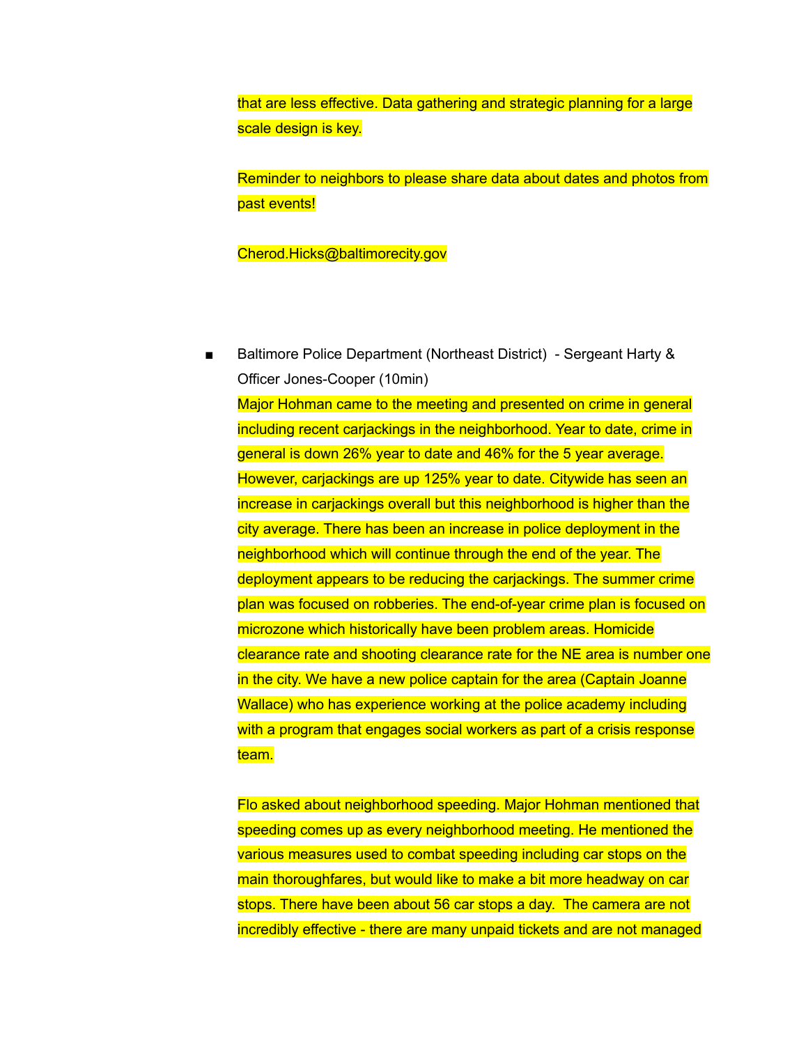that are less effective. Data gathering and strategic planning for a large scale design is key.

Reminder to neighbors to please share data about dates and photos from past events!

Cherod.Hicks@baltimorecity.gov

- Baltimore Police Department (Northeast District) - Sergeant Harty & Officer Jones-Cooper (10min)

  Major Hohman came to the meeting and presented on crime in general including recent carjackings in the neighborhood. Year to date, crime in general is down 26% year to date and 46% for the 5 year average. However, carjackings are up 125% year to date. Citywide has seen an increase in carjackings overall but this neighborhood is higher than the city average. There has been an increase in police deployment in the neighborhood which will continue through the end of the year. The deployment appears to be reducing the carjackings. The summer crime plan was focused on robberies. The end-of-year crime plan is focused on microzone which historically have been problem areas. Homicide clearance rate and shooting clearance rate for the NE area is number one in the city. We have a new police captain for the area (Captain Joanne Wallace) who has experience working at the police academy including with a program that engages social workers as part of a crisis response team.

  Flo asked about neighborhood speeding. Major Hohman mentioned that speeding comes up as every neighborhood meeting. He mentioned the various measures used to combat speeding including car stops on the main thoroughfares, but would like to make a bit more headway on car stops. There have been about 56 car stops a day. The camera are not incredibly effective - there are many unpaid tickets and are not managed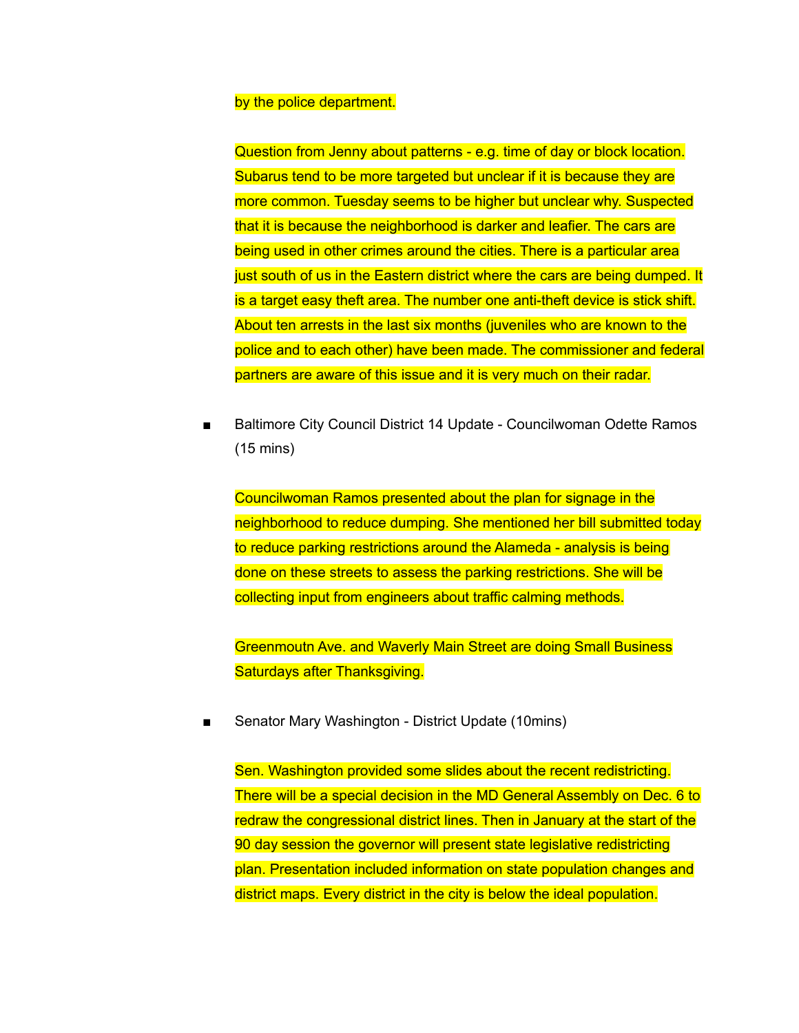by the police department.

Question from Jenny about patterns - e.g. time of day or block location. Subarus tend to be more targeted but unclear if it is because they are more common. Tuesday seems to be higher but unclear why. Suspected that it is because the neighborhood is darker and leafier. The cars are being used in other crimes around the cities. There is a particular area just south of us in the Eastern district where the cars are being dumped. It is a target easy theft area. The number one anti-theft device is stick shift. About ten arrests in the last six months (juveniles who are known to the police and to each other) have been made. The commissioner and federal partners are aware of this issue and it is very much on their radar.

- Baltimore City Council District 14 Update - Councilwoman Odette Ramos (15 mins)

  Councilwoman Ramos presented about the plan for signage in the neighborhood to reduce dumping. She mentioned her bill submitted today to reduce parking restrictions around the Alameda - analysis is being done on these streets to assess the parking restrictions. She will be collecting input from engineers about traffic calming methods.

  Greenmoutn Ave. and Waverly Main Street are doing Small Business Saturdays after Thanksgiving.

- Senator Mary Washington - District Update (10mins)

  Sen. Washington provided some slides about the recent redistricting. There will be a special decision in the MD General Assembly on Dec. 6 to redraw the congressional district lines. Then in January at the start of the 90 day session the governor will present state legislative redistricting plan. Presentation included information on state population changes and district maps. Every district in the city is below the ideal population.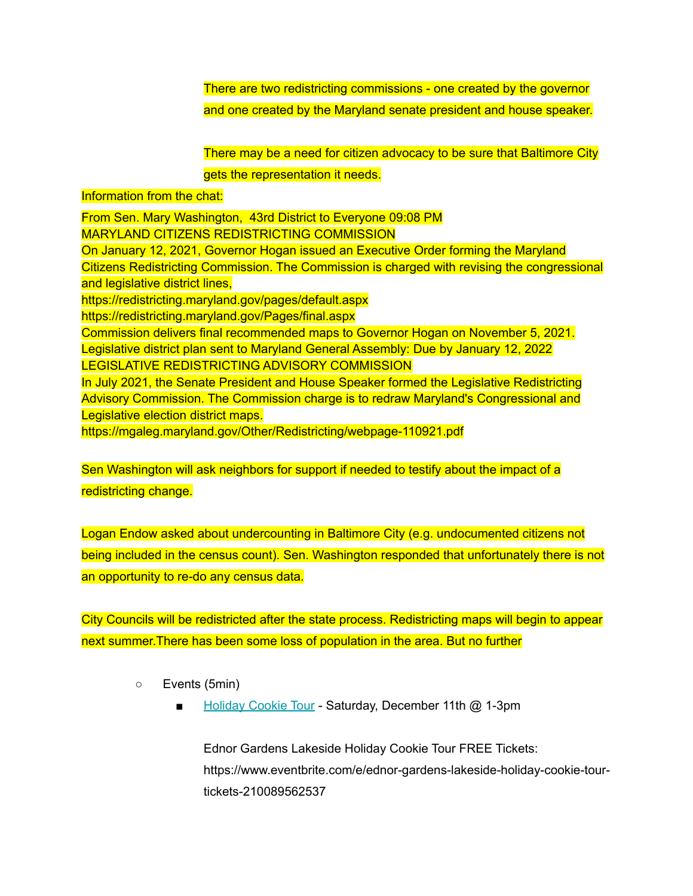There are two redistricting commissions - one created by the governor and one created by the Maryland senate president and house speaker.

There may be a need for citizen advocacy to be sure that Baltimore City gets the representation it needs.

Information from the chat:

From Sen. Mary Washington, 43rd District to Everyone 09:08 PM
MARYLAND CITIZENS REDISTRICTING COMMISSION
On January 12, 2021, Governor Hogan issued an Executive Order forming the Maryland Citizens Redistricting Commission. The Commission is charged with revising the congressional and legislative district lines,
https://redistricting.maryland.gov/pages/default.aspx
https://redistricting.maryland.gov/Pages/final.aspx
Commission delivers final recommended maps to Governor Hogan on November 5, 2021.
Legislative district plan sent to Maryland General Assembly: Due by January 12, 2022
LEGISLATIVE REDISTRICTING ADVISORY COMMISSION
In July 2021, the Senate President and House Speaker formed the Legislative Redistricting Advisory Commission. The Commission charge is to redraw Maryland's Congressional and Legislative election district maps.
https://mgaleg.maryland.gov/Other/Redistricting/webpage-110921.pdf

Sen Washington will ask neighbors for support if needed to testify about the impact of a redistricting change.

Logan Endow asked about undercounting in Baltimore City (e.g. undocumented citizens not being included in the census count). Sen. Washington responded that unfortunately there is not an opportunity to re-do any census data.

City Councils will be redistricted after the state process. Redistricting maps will begin to appear next summer.There has been some loss of population in the area. But no further

- Events (5min)
  - Holiday Cookie Tour - Saturday, December 11th @ 1-3pm

    Ednor Gardens Lakeside Holiday Cookie Tour FREE Tickets: https://www.eventbrite.com/e/ednor-gardens-lakeside-holiday-cookie-tour-tickets-210089562537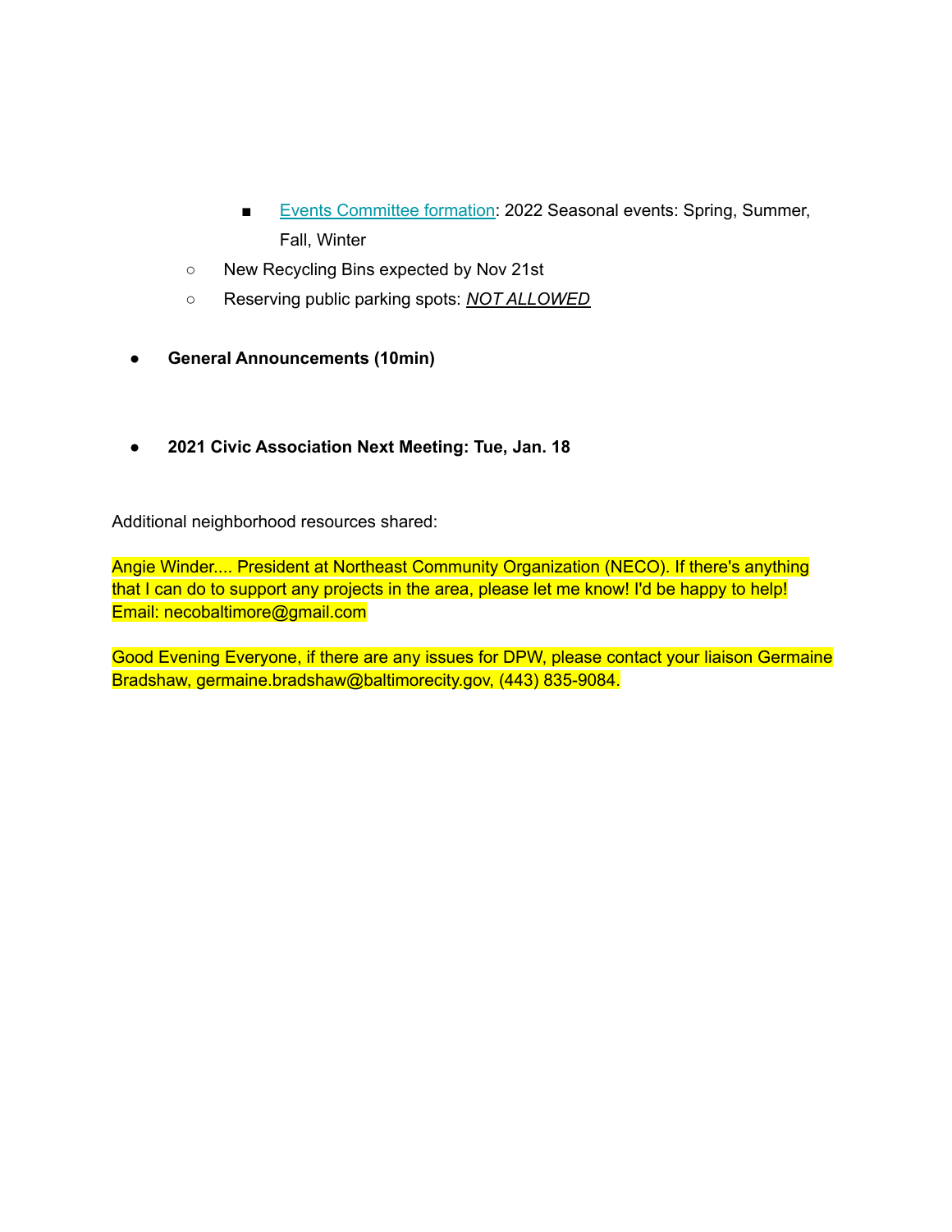- [Events Committee formation]: 2022 Seasonal events: Spring, Summer, Fall, Winter
    - New Recycling Bins expected by Nov 21st
    - Reserving public parking spots: ***NOT ALLOWED***

- **General Announcements (10min)**

- **2021 Civic Association Next Meeting: Tue, Jan. 18**

Additional neighborhood resources shared:

Angie Winder.... President at Northeast Community Organization (NECO). If there's anything that I can do to support any projects in the area, please let me know! I'd be happy to help! Email: necobaltimore@gmail.com

Good Evening Everyone, if there are any issues for DPW, please contact your liaison Germaine Bradshaw, germaine.bradshaw@baltimorecity.gov, (443) 835-9084.